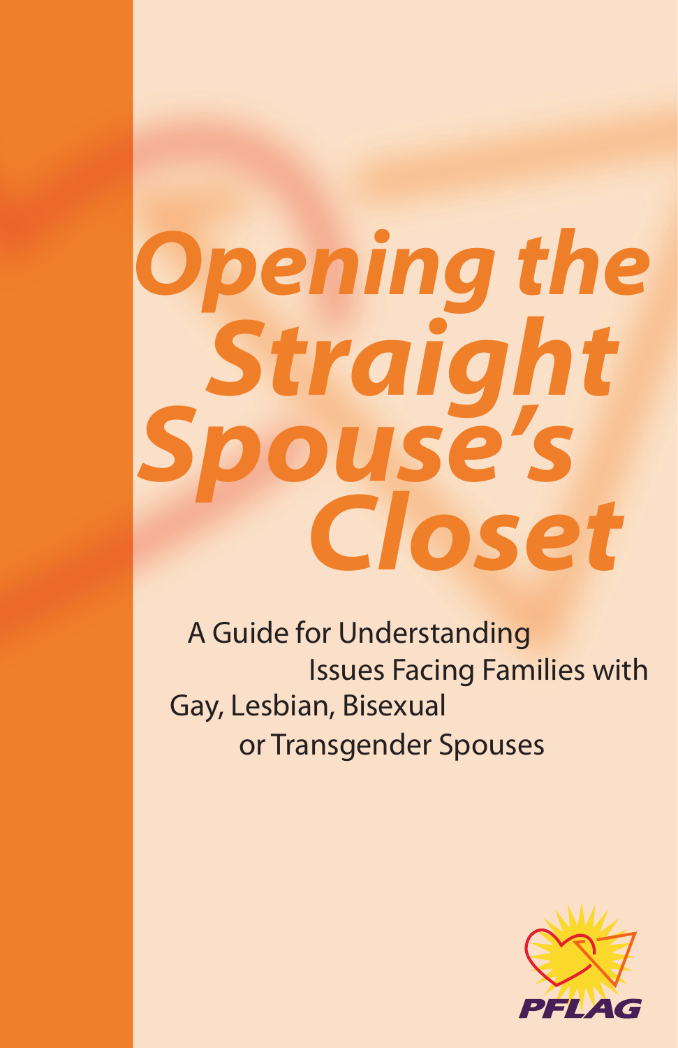# Opening the Straight Spouse's Closet

A Guide for Understanding Issues Facing Families with Gay, Lesbian, Bisexual or Transgender Spouses

PFLAG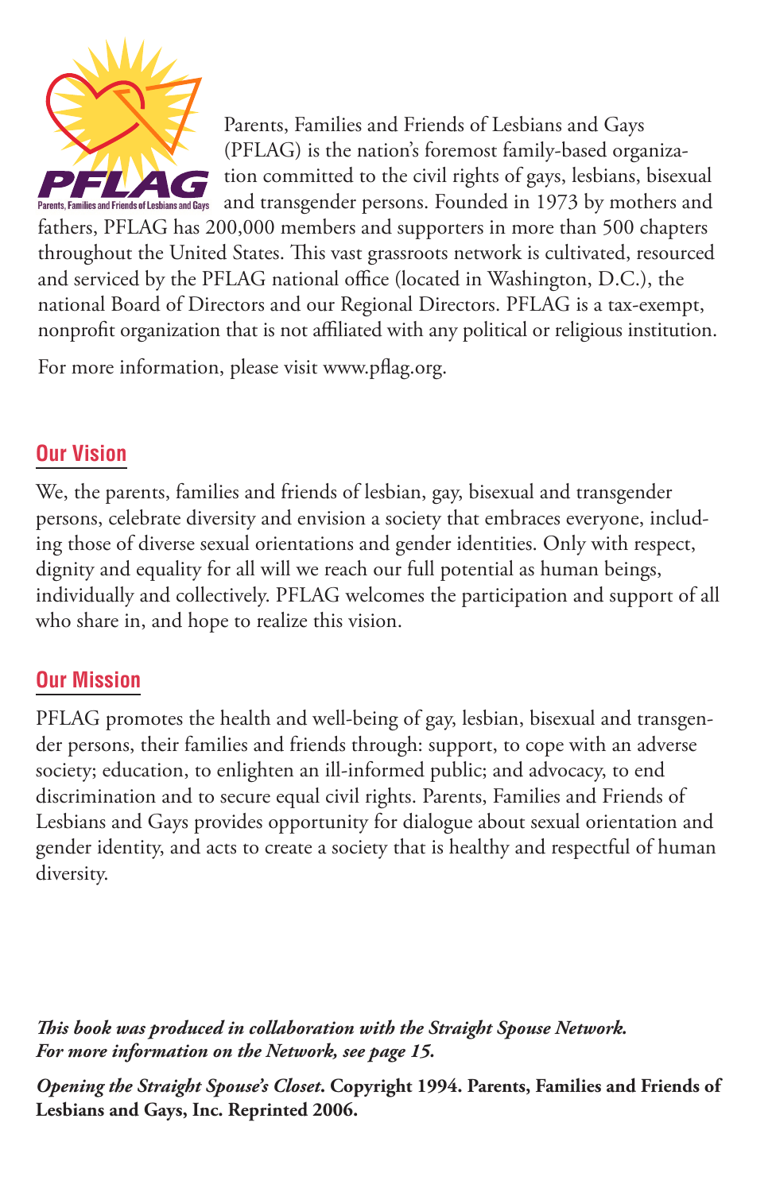Parents, Families and Friends of Lesbians and Gays (PFLAG) is the nation's foremost family-based organization committed to the civil rights of gays, lesbians, bisexual and transgender persons. Founded in 1973 by mothers and fathers, PFLAG has 200,000 members and supporters in more than 500 chapters throughout the United States. This vast grassroots network is cultivated, resourced and serviced by the PFLAG national office (located in Washington, D.C.), the national Board of Directors and our Regional Directors. PFLAG is a tax-exempt, nonprofit organization that is not affiliated with any political or religious institution.

For more information, please visit www.pflag.org.

## Our Vision

We, the parents, families and friends of lesbian, gay, bisexual and transgender persons, celebrate diversity and envision a society that embraces everyone, including those of diverse sexual orientations and gender identities. Only with respect, dignity and equality for all will we reach our full potential as human beings, individually and collectively. PFLAG welcomes the participation and support of all who share in, and hope to realize this vision.

## Our Mission

PFLAG promotes the health and well-being of gay, lesbian, bisexual and transgender persons, their families and friends through: support, to cope with an adverse society; education, to enlighten an ill-informed public; and advocacy, to end discrimination and to secure equal civil rights. Parents, Families and Friends of Lesbians and Gays provides opportunity for dialogue about sexual orientation and gender identity, and acts to create a society that is healthy and respectful of human diversity.

***This book was produced in collaboration with the Straight Spouse Network. For more information on the Network, see page 15.***

***Opening the Straight Spouse's Closet.* Copyright 1994. Parents, Families and Friends of Lesbians and Gays, Inc. Reprinted 2006.**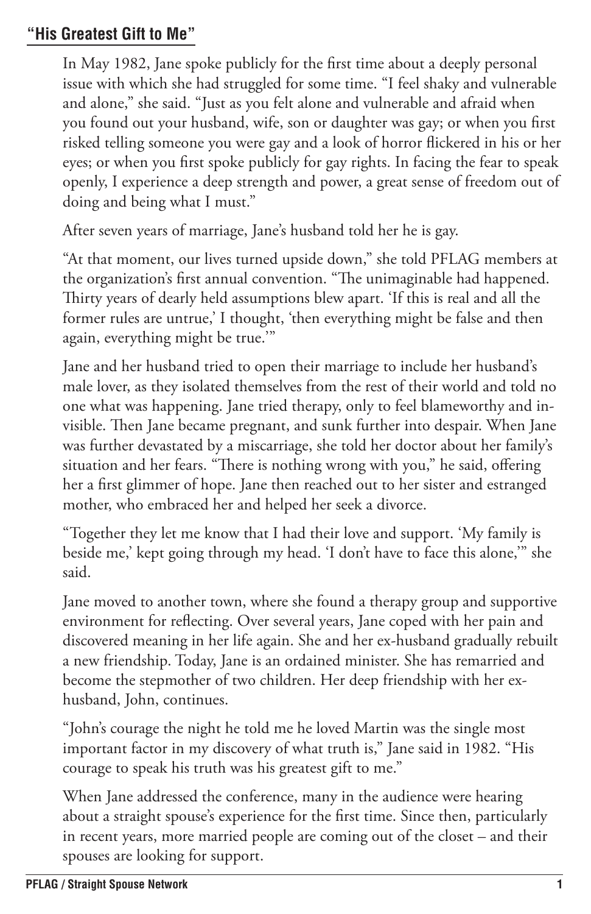## "His Greatest Gift to Me"

In May 1982, Jane spoke publicly for the first time about a deeply personal issue with which she had struggled for some time. "I feel shaky and vulnerable and alone," she said. "Just as you felt alone and vulnerable and afraid when you found out your husband, wife, son or daughter was gay; or when you first risked telling someone you were gay and a look of horror flickered in his or her eyes; or when you first spoke publicly for gay rights. In facing the fear to speak openly, I experience a deep strength and power, a great sense of freedom out of doing and being what I must."

After seven years of marriage, Jane's husband told her he is gay.

"At that moment, our lives turned upside down," she told PFLAG members at the organization's first annual convention. "The unimaginable had happened. Thirty years of dearly held assumptions blew apart. 'If this is real and all the former rules are untrue,' I thought, 'then everything might be false and then again, everything might be true.'"

Jane and her husband tried to open their marriage to include her husband's male lover, as they isolated themselves from the rest of their world and told no one what was happening. Jane tried therapy, only to feel blameworthy and invisible. Then Jane became pregnant, and sunk further into despair. When Jane was further devastated by a miscarriage, she told her doctor about her family's situation and her fears. "There is nothing wrong with you," he said, offering her a first glimmer of hope. Jane then reached out to her sister and estranged mother, who embraced her and helped her seek a divorce.

"Together they let me know that I had their love and support. 'My family is beside me,' kept going through my head. 'I don't have to face this alone,'" she said.

Jane moved to another town, where she found a therapy group and supportive environment for reflecting. Over several years, Jane coped with her pain and discovered meaning in her life again. She and her ex-husband gradually rebuilt a new friendship. Today, Jane is an ordained minister. She has remarried and become the stepmother of two children. Her deep friendship with her ex-husband, John, continues.

"John's courage the night he told me he loved Martin was the single most important factor in my discovery of what truth is," Jane said in 1982. "His courage to speak his truth was his greatest gift to me."

When Jane addressed the conference, many in the audience were hearing about a straight spouse's experience for the first time. Since then, particularly in recent years, more married people are coming out of the closet – and their spouses are looking for support.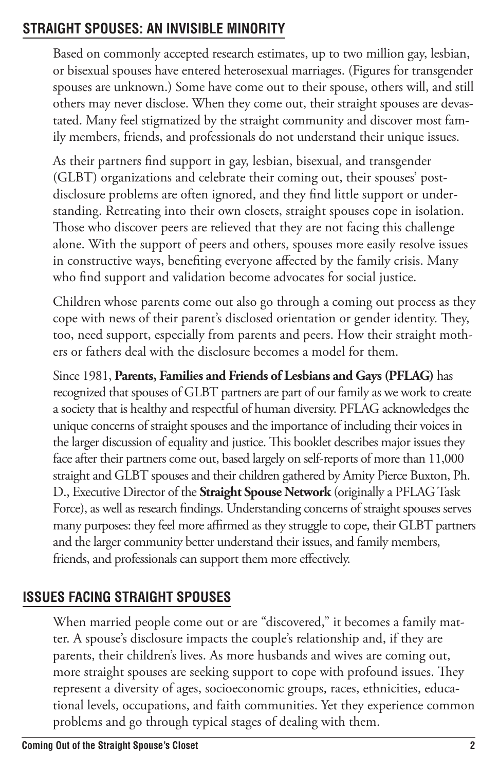## STRAIGHT SPOUSES: AN INVISIBLE MINORITY

Based on commonly accepted research estimates, up to two million gay, lesbian, or bisexual spouses have entered heterosexual marriages. (Figures for transgender spouses are unknown.) Some have come out to their spouse, others will, and still others may never disclose. When they come out, their straight spouses are devastated. Many feel stigmatized by the straight community and discover most family members, friends, and professionals do not understand their unique issues.

As their partners find support in gay, lesbian, bisexual, and transgender (GLBT) organizations and celebrate their coming out, their spouses' post-disclosure problems are often ignored, and they find little support or understanding. Retreating into their own closets, straight spouses cope in isolation. Those who discover peers are relieved that they are not facing this challenge alone. With the support of peers and others, spouses more easily resolve issues in constructive ways, benefiting everyone affected by the family crisis. Many who find support and validation become advocates for social justice.

Children whose parents come out also go through a coming out process as they cope with news of their parent's disclosed orientation or gender identity. They, too, need support, especially from parents and peers. How their straight mothers or fathers deal with the disclosure becomes a model for them.

Since 1981, **Parents, Families and Friends of Lesbians and Gays (PFLAG)** has recognized that spouses of GLBT partners are part of our family as we work to create a society that is healthy and respectful of human diversity. PFLAG acknowledges the unique concerns of straight spouses and the importance of including their voices in the larger discussion of equality and justice. This booklet describes major issues they face after their partners come out, based largely on self-reports of more than 11,000 straight and GLBT spouses and their children gathered by Amity Pierce Buxton, Ph. D., Executive Director of the **Straight Spouse Network** (originally a PFLAG Task Force), as well as research findings. Understanding concerns of straight spouses serves many purposes: they feel more affirmed as they struggle to cope, their GLBT partners and the larger community better understand their issues, and family members, friends, and professionals can support them more effectively.

## ISSUES FACING STRAIGHT SPOUSES

When married people come out or are "discovered," it becomes a family matter. A spouse's disclosure impacts the couple's relationship and, if they are parents, their children's lives. As more husbands and wives are coming out, more straight spouses are seeking support to cope with profound issues. They represent a diversity of ages, socioeconomic groups, races, ethnicities, educational levels, occupations, and faith communities. Yet they experience common problems and go through typical stages of dealing with them.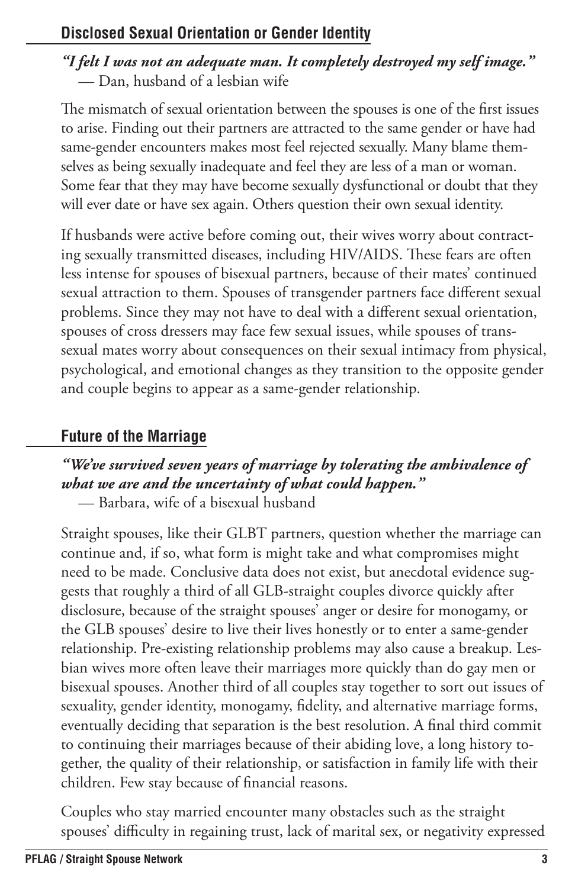## Disclosed Sexual Orientation or Gender Identity

***"I felt I was not an adequate man. It completely destroyed my self image."***
— Dan, husband of a lesbian wife

The mismatch of sexual orientation between the spouses is one of the first issues to arise. Finding out their partners are attracted to the same gender or have had same-gender encounters makes most feel rejected sexually. Many blame themselves as being sexually inadequate and feel they are less of a man or woman. Some fear that they may have become sexually dysfunctional or doubt that they will ever date or have sex again. Others question their own sexual identity.

If husbands were active before coming out, their wives worry about contracting sexually transmitted diseases, including HIV/AIDS. These fears are often less intense for spouses of bisexual partners, because of their mates' continued sexual attraction to them. Spouses of transgender partners face different sexual problems. Since they may not have to deal with a different sexual orientation, spouses of cross dressers may face few sexual issues, while spouses of transsexual mates worry about consequences on their sexual intimacy from physical, psychological, and emotional changes as they transition to the opposite gender and couple begins to appear as a same-gender relationship.

## Future of the Marriage

***"We've survived seven years of marriage by tolerating the ambivalence of what we are and the uncertainty of what could happen."***
— Barbara, wife of a bisexual husband

Straight spouses, like their GLBT partners, question whether the marriage can continue and, if so, what form is might take and what compromises might need to be made. Conclusive data does not exist, but anecdotal evidence suggests that roughly a third of all GLB-straight couples divorce quickly after disclosure, because of the straight spouses' anger or desire for monogamy, or the GLB spouses' desire to live their lives honestly or to enter a same-gender relationship. Pre-existing relationship problems may also cause a breakup. Lesbian wives more often leave their marriages more quickly than do gay men or bisexual spouses. Another third of all couples stay together to sort out issues of sexuality, gender identity, monogamy, fidelity, and alternative marriage forms, eventually deciding that separation is the best resolution. A final third commit to continuing their marriages because of their abiding love, a long history together, the quality of their relationship, or satisfaction in family life with their children. Few stay because of financial reasons.

Couples who stay married encounter many obstacles such as the straight spouses' difficulty in regaining trust, lack of marital sex, or negativity expressed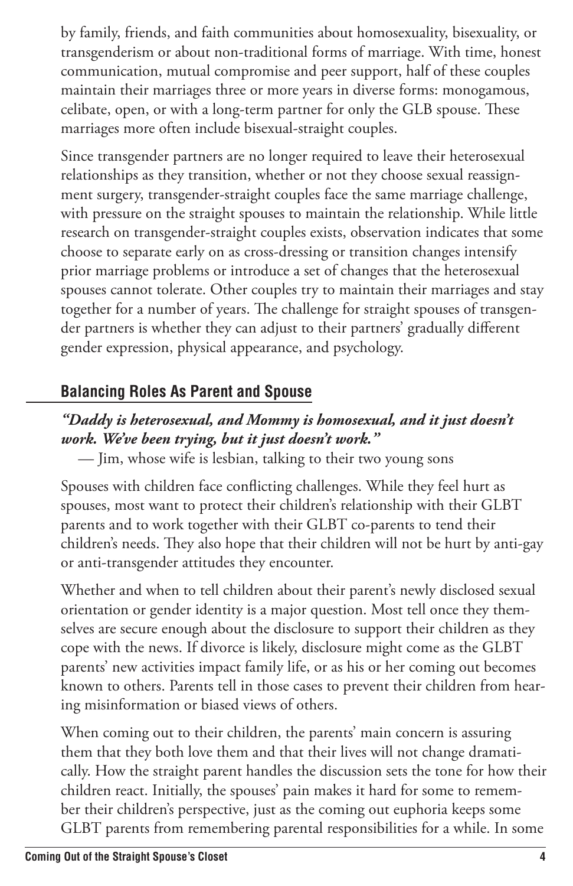by family, friends, and faith communities about homosexuality, bisexuality, or transgenderism or about non-traditional forms of marriage. With time, honest communication, mutual compromise and peer support, half of these couples maintain their marriages three or more years in diverse forms: monogamous, celibate, open, or with a long-term partner for only the GLB spouse. These marriages more often include bisexual-straight couples.

Since transgender partners are no longer required to leave their heterosexual relationships as they transition, whether or not they choose sexual reassignment surgery, transgender-straight couples face the same marriage challenge, with pressure on the straight spouses to maintain the relationship. While little research on transgender-straight couples exists, observation indicates that some choose to separate early on as cross-dressing or transition changes intensify prior marriage problems or introduce a set of changes that the heterosexual spouses cannot tolerate. Other couples try to maintain their marriages and stay together for a number of years. The challenge for straight spouses of transgender partners is whether they can adjust to their partners' gradually different gender expression, physical appearance, and psychology.

## Balancing Roles As Parent and Spouse

***"Daddy is heterosexual, and Mommy is homosexual, and it just doesn't work. We've been trying, but it just doesn't work."***

— Jim, whose wife is lesbian, talking to their two young sons

Spouses with children face conflicting challenges. While they feel hurt as spouses, most want to protect their children's relationship with their GLBT parents and to work together with their GLBT co-parents to tend their children's needs. They also hope that their children will not be hurt by anti-gay or anti-transgender attitudes they encounter.

Whether and when to tell children about their parent's newly disclosed sexual orientation or gender identity is a major question. Most tell once they themselves are secure enough about the disclosure to support their children as they cope with the news. If divorce is likely, disclosure might come as the GLBT parents' new activities impact family life, or as his or her coming out becomes known to others. Parents tell in those cases to prevent their children from hearing misinformation or biased views of others.

When coming out to their children, the parents' main concern is assuring them that they both love them and that their lives will not change dramatically. How the straight parent handles the discussion sets the tone for how their children react. Initially, the spouses' pain makes it hard for some to remember their children's perspective, just as the coming out euphoria keeps some GLBT parents from remembering parental responsibilities for a while. In some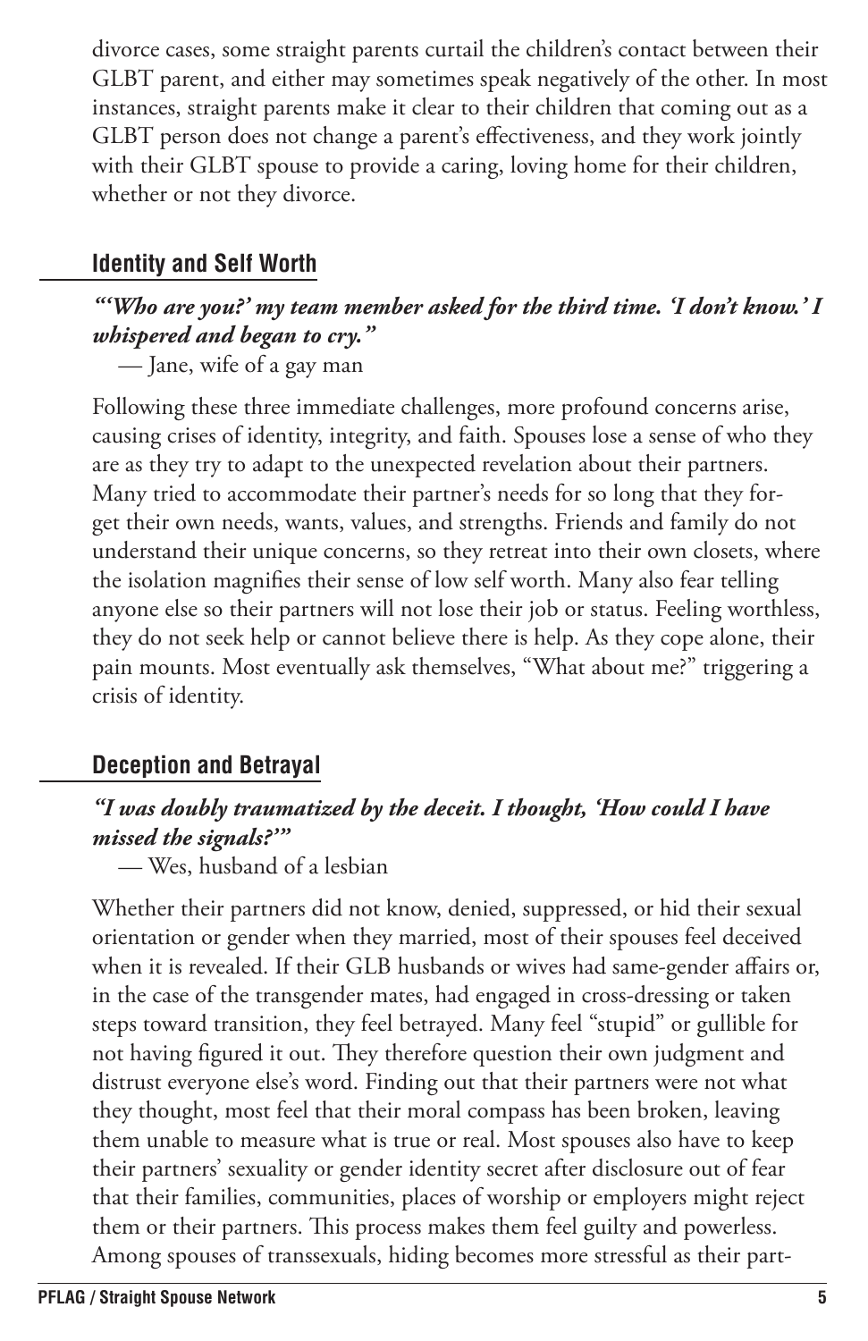divorce cases, some straight parents curtail the children's contact between their GLBT parent, and either may sometimes speak negatively of the other. In most instances, straight parents make it clear to their children that coming out as a GLBT person does not change a parent's effectiveness, and they work jointly with their GLBT spouse to provide a caring, loving home for their children, whether or not they divorce.

## Identity and Self Worth

***"'Who are you?' my team member asked for the third time. 'I don't know.' I whispered and began to cry."***

— Jane, wife of a gay man

Following these three immediate challenges, more profound concerns arise, causing crises of identity, integrity, and faith. Spouses lose a sense of who they are as they try to adapt to the unexpected revelation about their partners. Many tried to accommodate their partner's needs for so long that they forget their own needs, wants, values, and strengths. Friends and family do not understand their unique concerns, so they retreat into their own closets, where the isolation magnifies their sense of low self worth. Many also fear telling anyone else so their partners will not lose their job or status. Feeling worthless, they do not seek help or cannot believe there is help. As they cope alone, their pain mounts. Most eventually ask themselves, "What about me?" triggering a crisis of identity.

## Deception and Betrayal

***"I was doubly traumatized by the deceit. I thought, 'How could I have missed the signals?'"***

— Wes, husband of a lesbian

Whether their partners did not know, denied, suppressed, or hid their sexual orientation or gender when they married, most of their spouses feel deceived when it is revealed. If their GLB husbands or wives had same-gender affairs or, in the case of the transgender mates, had engaged in cross-dressing or taken steps toward transition, they feel betrayed. Many feel "stupid" or gullible for not having figured it out. They therefore question their own judgment and distrust everyone else's word. Finding out that their partners were not what they thought, most feel that their moral compass has been broken, leaving them unable to measure what is true or real. Most spouses also have to keep their partners' sexuality or gender identity secret after disclosure out of fear that their families, communities, places of worship or employers might reject them or their partners. This process makes them feel guilty and powerless. Among spouses of transsexuals, hiding becomes more stressful as their part-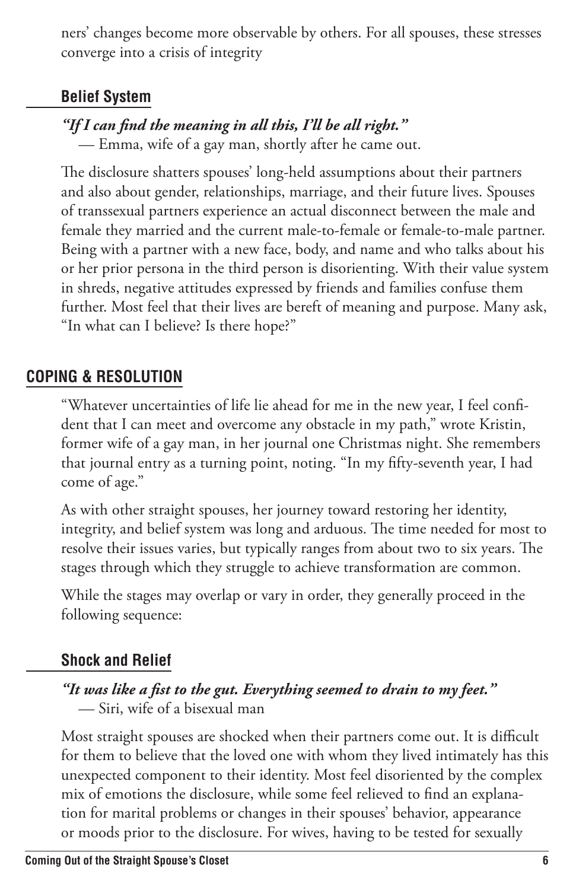ners' changes become more observable by others. For all spouses, these stresses converge into a crisis of integrity

### Belief System

***"If I can find the meaning in all this, I'll be all right."***
— Emma, wife of a gay man, shortly after he came out.

The disclosure shatters spouses' long-held assumptions about their partners and also about gender, relationships, marriage, and their future lives. Spouses of transsexual partners experience an actual disconnect between the male and female they married and the current male-to-female or female-to-male partner. Being with a partner with a new face, body, and name and who talks about his or her prior persona in the third person is disorienting. With their value system in shreds, negative attitudes expressed by friends and families confuse them further. Most feel that their lives are bereft of meaning and purpose. Many ask, "In what can I believe? Is there hope?"

## COPING & RESOLUTION

"Whatever uncertainties of life lie ahead for me in the new year, I feel confident that I can meet and overcome any obstacle in my path," wrote Kristin, former wife of a gay man, in her journal one Christmas night. She remembers that journal entry as a turning point, noting. "In my fifty-seventh year, I had come of age."

As with other straight spouses, her journey toward restoring her identity, integrity, and belief system was long and arduous. The time needed for most to resolve their issues varies, but typically ranges from about two to six years. The stages through which they struggle to achieve transformation are common.

While the stages may overlap or vary in order, they generally proceed in the following sequence:

### Shock and Relief

***"It was like a fist to the gut. Everything seemed to drain to my feet."***
— Siri, wife of a bisexual man

Most straight spouses are shocked when their partners come out. It is difficult for them to believe that the loved one with whom they lived intimately has this unexpected component to their identity. Most feel disoriented by the complex mix of emotions the disclosure, while some feel relieved to find an explanation for marital problems or changes in their spouses' behavior, appearance or moods prior to the disclosure. For wives, having to be tested for sexually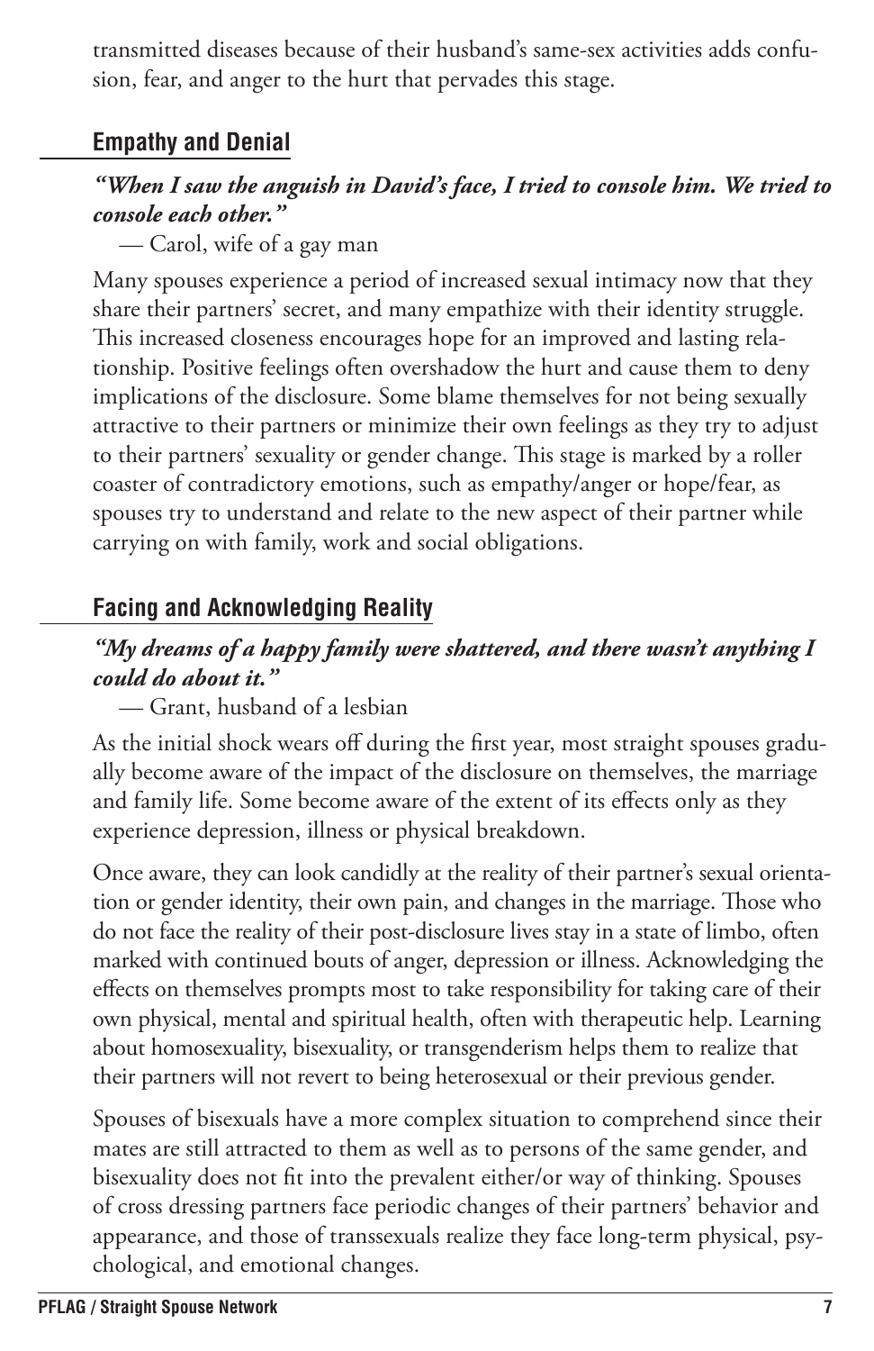transmitted diseases because of their husband's same-sex activities adds confusion, fear, and anger to the hurt that pervades this stage.

## Empathy and Denial

***"When I saw the anguish in David's face, I tried to console him. We tried to console each other."***

— Carol, wife of a gay man

Many spouses experience a period of increased sexual intimacy now that they share their partners' secret, and many empathize with their identity struggle. This increased closeness encourages hope for an improved and lasting relationship. Positive feelings often overshadow the hurt and cause them to deny implications of the disclosure. Some blame themselves for not being sexually attractive to their partners or minimize their own feelings as they try to adjust to their partners' sexuality or gender change. This stage is marked by a roller coaster of contradictory emotions, such as empathy/anger or hope/fear, as spouses try to understand and relate to the new aspect of their partner while carrying on with family, work and social obligations.

## Facing and Acknowledging Reality

***"My dreams of a happy family were shattered, and there wasn't anything I could do about it."***

— Grant, husband of a lesbian

As the initial shock wears off during the first year, most straight spouses gradually become aware of the impact of the disclosure on themselves, the marriage and family life. Some become aware of the extent of its effects only as they experience depression, illness or physical breakdown.

Once aware, they can look candidly at the reality of their partner's sexual orientation or gender identity, their own pain, and changes in the marriage. Those who do not face the reality of their post-disclosure lives stay in a state of limbo, often marked with continued bouts of anger, depression or illness. Acknowledging the effects on themselves prompts most to take responsibility for taking care of their own physical, mental and spiritual health, often with therapeutic help. Learning about homosexuality, bisexuality, or transgenderism helps them to realize that their partners will not revert to being heterosexual or their previous gender.

Spouses of bisexuals have a more complex situation to comprehend since their mates are still attracted to them as well as to persons of the same gender, and bisexuality does not fit into the prevalent either/or way of thinking. Spouses of cross dressing partners face periodic changes of their partners' behavior and appearance, and those of transsexuals realize they face long-term physical, psychological, and emotional changes.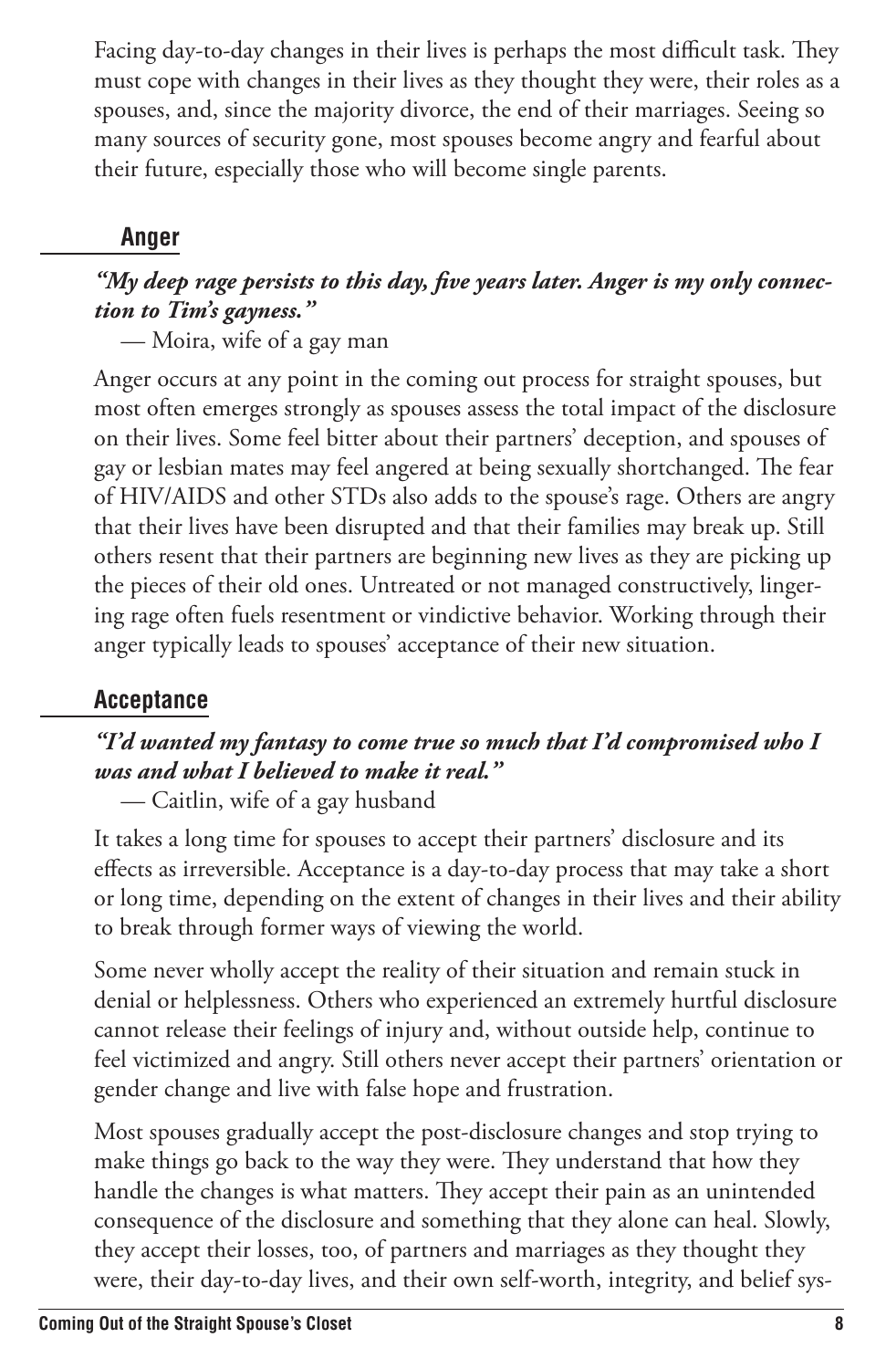Facing day-to-day changes in their lives is perhaps the most difficult task. They must cope with changes in their lives as they thought they were, their roles as a spouses, and, since the majority divorce, the end of their marriages. Seeing so many sources of security gone, most spouses become angry and fearful about their future, especially those who will become single parents.

### Anger

***"My deep rage persists to this day, five years later. Anger is my only connection to Tim's gayness."***

— Moira, wife of a gay man

Anger occurs at any point in the coming out process for straight spouses, but most often emerges strongly as spouses assess the total impact of the disclosure on their lives. Some feel bitter about their partners' deception, and spouses of gay or lesbian mates may feel angered at being sexually shortchanged. The fear of HIV/AIDS and other STDs also adds to the spouse's rage. Others are angry that their lives have been disrupted and that their families may break up. Still others resent that their partners are beginning new lives as they are picking up the pieces of their old ones. Untreated or not managed constructively, lingering rage often fuels resentment or vindictive behavior. Working through their anger typically leads to spouses' acceptance of their new situation.

### Acceptance

***"I'd wanted my fantasy to come true so much that I'd compromised who I was and what I believed to make it real."***

— Caitlin, wife of a gay husband

It takes a long time for spouses to accept their partners' disclosure and its effects as irreversible. Acceptance is a day-to-day process that may take a short or long time, depending on the extent of changes in their lives and their ability to break through former ways of viewing the world.

Some never wholly accept the reality of their situation and remain stuck in denial or helplessness. Others who experienced an extremely hurtful disclosure cannot release their feelings of injury and, without outside help, continue to feel victimized and angry. Still others never accept their partners' orientation or gender change and live with false hope and frustration.

Most spouses gradually accept the post-disclosure changes and stop trying to make things go back to the way they were. They understand that how they handle the changes is what matters. They accept their pain as an unintended consequence of the disclosure and something that they alone can heal. Slowly, they accept their losses, too, of partners and marriages as they thought they were, their day-to-day lives, and their own self-worth, integrity, and belief sys-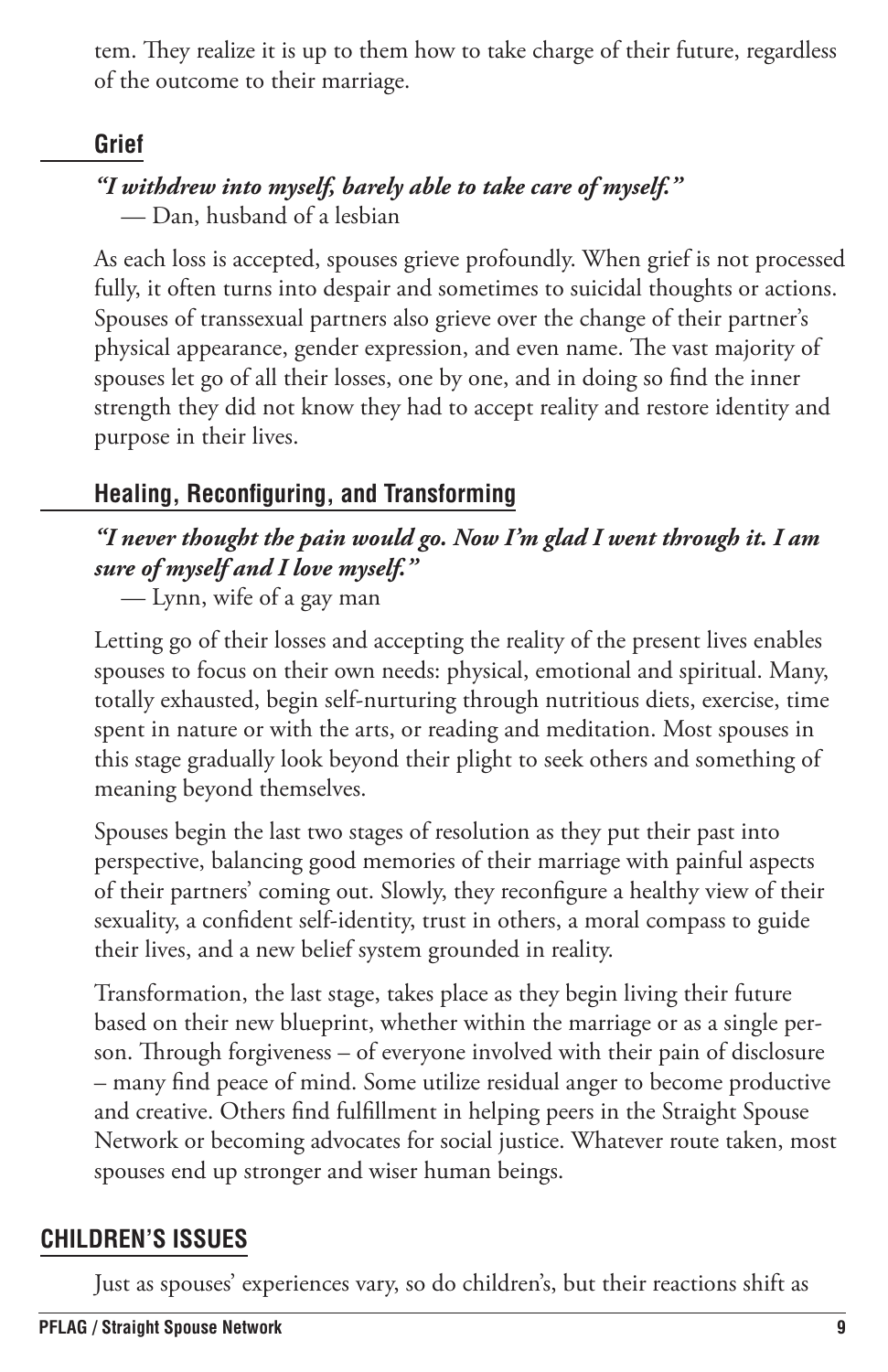tem. They realize it is up to them how to take charge of their future, regardless of the outcome to their marriage.

### Grief

***"I withdrew into myself, barely able to take care of myself."***
— Dan, husband of a lesbian

As each loss is accepted, spouses grieve profoundly. When grief is not processed fully, it often turns into despair and sometimes to suicidal thoughts or actions. Spouses of transsexual partners also grieve over the change of their partner's physical appearance, gender expression, and even name. The vast majority of spouses let go of all their losses, one by one, and in doing so find the inner strength they did not know they had to accept reality and restore identity and purpose in their lives.

### Healing, Reconfiguring, and Transforming

***"I never thought the pain would go. Now I'm glad I went through it. I am sure of myself and I love myself."***
— Lynn, wife of a gay man

Letting go of their losses and accepting the reality of the present lives enables spouses to focus on their own needs: physical, emotional and spiritual. Many, totally exhausted, begin self-nurturing through nutritious diets, exercise, time spent in nature or with the arts, or reading and meditation. Most spouses in this stage gradually look beyond their plight to seek others and something of meaning beyond themselves.

Spouses begin the last two stages of resolution as they put their past into perspective, balancing good memories of their marriage with painful aspects of their partners' coming out. Slowly, they reconfigure a healthy view of their sexuality, a confident self-identity, trust in others, a moral compass to guide their lives, and a new belief system grounded in reality.

Transformation, the last stage, takes place as they begin living their future based on their new blueprint, whether within the marriage or as a single person. Through forgiveness – of everyone involved with their pain of disclosure – many find peace of mind. Some utilize residual anger to become productive and creative. Others find fulfillment in helping peers in the Straight Spouse Network or becoming advocates for social justice. Whatever route taken, most spouses end up stronger and wiser human beings.

## CHILDREN'S ISSUES

Just as spouses' experiences vary, so do children's, but their reactions shift as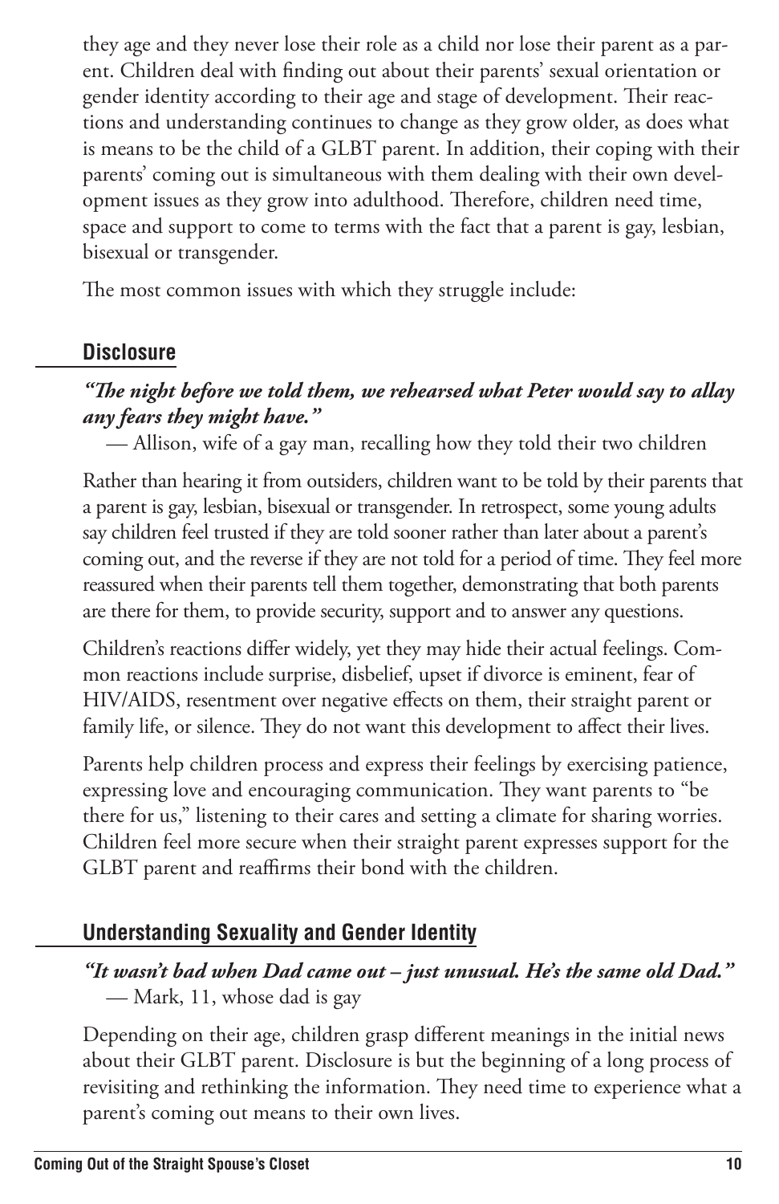they age and they never lose their role as a child nor lose their parent as a parent. Children deal with finding out about their parents' sexual orientation or gender identity according to their age and stage of development. Their reactions and understanding continues to change as they grow older, as does what is means to be the child of a GLBT parent. In addition, their coping with their parents' coming out is simultaneous with them dealing with their own development issues as they grow into adulthood. Therefore, children need time, space and support to come to terms with the fact that a parent is gay, lesbian, bisexual or transgender.

The most common issues with which they struggle include:

## Disclosure

***"The night before we told them, we rehearsed what Peter would say to allay any fears they might have."***
— Allison, wife of a gay man, recalling how they told their two children

Rather than hearing it from outsiders, children want to be told by their parents that a parent is gay, lesbian, bisexual or transgender. In retrospect, some young adults say children feel trusted if they are told sooner rather than later about a parent's coming out, and the reverse if they are not told for a period of time. They feel more reassured when their parents tell them together, demonstrating that both parents are there for them, to provide security, support and to answer any questions.

Children's reactions differ widely, yet they may hide their actual feelings. Common reactions include surprise, disbelief, upset if divorce is eminent, fear of HIV/AIDS, resentment over negative effects on them, their straight parent or family life, or silence. They do not want this development to affect their lives.

Parents help children process and express their feelings by exercising patience, expressing love and encouraging communication. They want parents to "be there for us," listening to their cares and setting a climate for sharing worries. Children feel more secure when their straight parent expresses support for the GLBT parent and reaffirms their bond with the children.

## Understanding Sexuality and Gender Identity

***"It wasn't bad when Dad came out – just unusual. He's the same old Dad."***
— Mark, 11, whose dad is gay

Depending on their age, children grasp different meanings in the initial news about their GLBT parent. Disclosure is but the beginning of a long process of revisiting and rethinking the information. They need time to experience what a parent's coming out means to their own lives.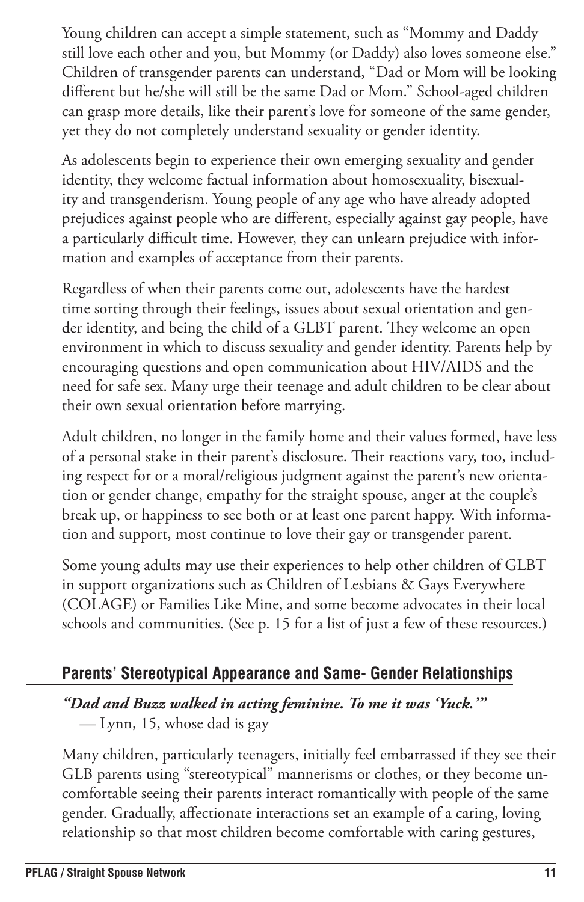Young children can accept a simple statement, such as "Mommy and Daddy still love each other and you, but Mommy (or Daddy) also loves someone else." Children of transgender parents can understand, "Dad or Mom will be looking different but he/she will still be the same Dad or Mom." School-aged children can grasp more details, like their parent's love for someone of the same gender, yet they do not completely understand sexuality or gender identity.

As adolescents begin to experience their own emerging sexuality and gender identity, they welcome factual information about homosexuality, bisexuality and transgenderism. Young people of any age who have already adopted prejudices against people who are different, especially against gay people, have a particularly difficult time. However, they can unlearn prejudice with information and examples of acceptance from their parents.

Regardless of when their parents come out, adolescents have the hardest time sorting through their feelings, issues about sexual orientation and gender identity, and being the child of a GLBT parent. They welcome an open environment in which to discuss sexuality and gender identity. Parents help by encouraging questions and open communication about HIV/AIDS and the need for safe sex. Many urge their teenage and adult children to be clear about their own sexual orientation before marrying.

Adult children, no longer in the family home and their values formed, have less of a personal stake in their parent's disclosure. Their reactions vary, too, including respect for or a moral/religious judgment against the parent's new orientation or gender change, empathy for the straight spouse, anger at the couple's break up, or happiness to see both or at least one parent happy. With information and support, most continue to love their gay or transgender parent.

Some young adults may use their experiences to help other children of GLBT in support organizations such as Children of Lesbians & Gays Everywhere (COLAGE) or Families Like Mine, and some become advocates in their local schools and communities. (See p. 15 for a list of just a few of these resources.)

## Parents' Stereotypical Appearance and Same- Gender Relationships

***"Dad and Buzz walked in acting feminine. To me it was 'Yuck.'"***
— Lynn, 15, whose dad is gay

Many children, particularly teenagers, initially feel embarrassed if they see their GLB parents using "stereotypical" mannerisms or clothes, or they become uncomfortable seeing their parents interact romantically with people of the same gender. Gradually, affectionate interactions set an example of a caring, loving relationship so that most children become comfortable with caring gestures,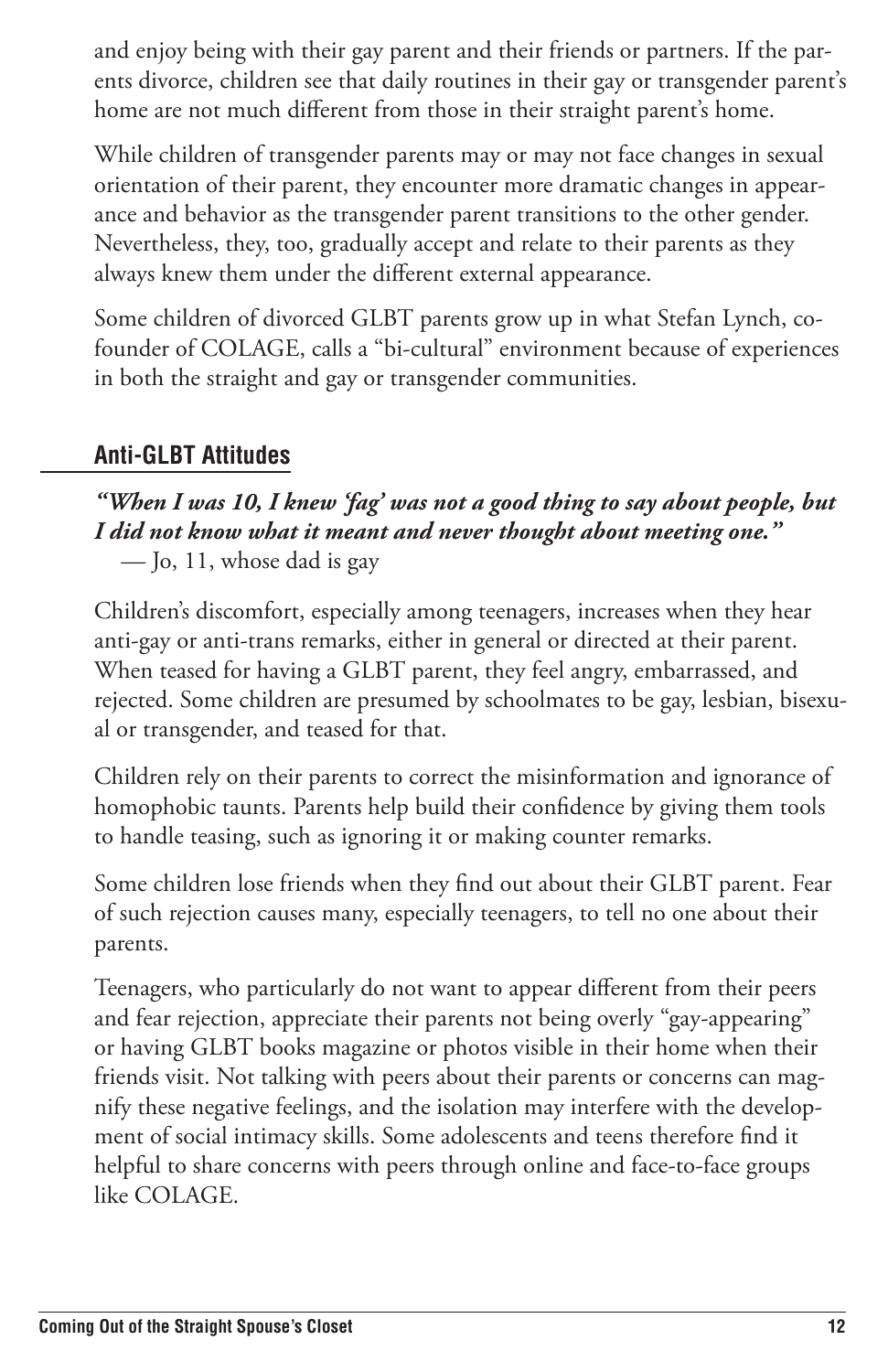and enjoy being with their gay parent and their friends or partners. If the parents divorce, children see that daily routines in their gay or transgender parent's home are not much different from those in their straight parent's home.

While children of transgender parents may or may not face changes in sexual orientation of their parent, they encounter more dramatic changes in appearance and behavior as the transgender parent transitions to the other gender. Nevertheless, they, too, gradually accept and relate to their parents as they always knew them under the different external appearance.

Some children of divorced GLBT parents grow up in what Stefan Lynch, co-founder of COLAGE, calls a "bi-cultural" environment because of experiences in both the straight and gay or transgender communities.

## Anti-GLBT Attitudes

***"When I was 10, I knew 'fag' was not a good thing to say about people, but I did not know what it meant and never thought about meeting one."***
— Jo, 11, whose dad is gay

Children's discomfort, especially among teenagers, increases when they hear anti-gay or anti-trans remarks, either in general or directed at their parent. When teased for having a GLBT parent, they feel angry, embarrassed, and rejected. Some children are presumed by schoolmates to be gay, lesbian, bisexual or transgender, and teased for that.

Children rely on their parents to correct the misinformation and ignorance of homophobic taunts. Parents help build their confidence by giving them tools to handle teasing, such as ignoring it or making counter remarks.

Some children lose friends when they find out about their GLBT parent. Fear of such rejection causes many, especially teenagers, to tell no one about their parents.

Teenagers, who particularly do not want to appear different from their peers and fear rejection, appreciate their parents not being overly "gay-appearing" or having GLBT books magazine or photos visible in their home when their friends visit. Not talking with peers about their parents or concerns can magnify these negative feelings, and the isolation may interfere with the development of social intimacy skills. Some adolescents and teens therefore find it helpful to share concerns with peers through online and face-to-face groups like COLAGE.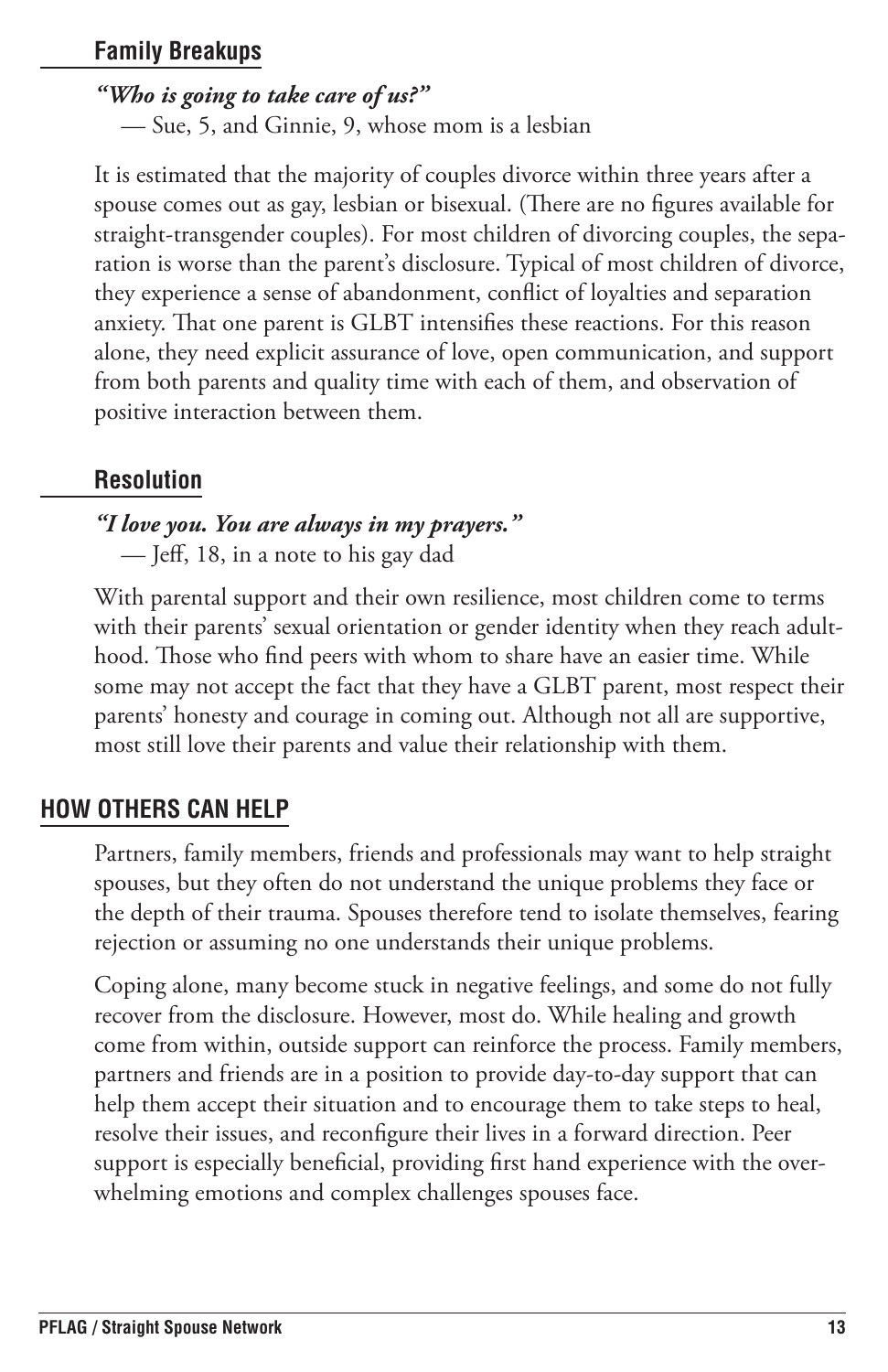### Family Breakups

***"Who is going to take care of us?"***
— Sue, 5, and Ginnie, 9, whose mom is a lesbian

It is estimated that the majority of couples divorce within three years after a spouse comes out as gay, lesbian or bisexual. (There are no figures available for straight-transgender couples). For most children of divorcing couples, the separation is worse than the parent's disclosure. Typical of most children of divorce, they experience a sense of abandonment, conflict of loyalties and separation anxiety. That one parent is GLBT intensifies these reactions. For this reason alone, they need explicit assurance of love, open communication, and support from both parents and quality time with each of them, and observation of positive interaction between them.

### Resolution

***"I love you. You are always in my prayers."***
— Jeff, 18, in a note to his gay dad

With parental support and their own resilience, most children come to terms with their parents' sexual orientation or gender identity when they reach adulthood. Those who find peers with whom to share have an easier time. While some may not accept the fact that they have a GLBT parent, most respect their parents' honesty and courage in coming out. Although not all are supportive, most still love their parents and value their relationship with them.

## HOW OTHERS CAN HELP

Partners, family members, friends and professionals may want to help straight spouses, but they often do not understand the unique problems they face or the depth of their trauma. Spouses therefore tend to isolate themselves, fearing rejection or assuming no one understands their unique problems.

Coping alone, many become stuck in negative feelings, and some do not fully recover from the disclosure. However, most do. While healing and growth come from within, outside support can reinforce the process. Family members, partners and friends are in a position to provide day-to-day support that can help them accept their situation and to encourage them to take steps to heal, resolve their issues, and reconfigure their lives in a forward direction. Peer support is especially beneficial, providing first hand experience with the overwhelming emotions and complex challenges spouses face.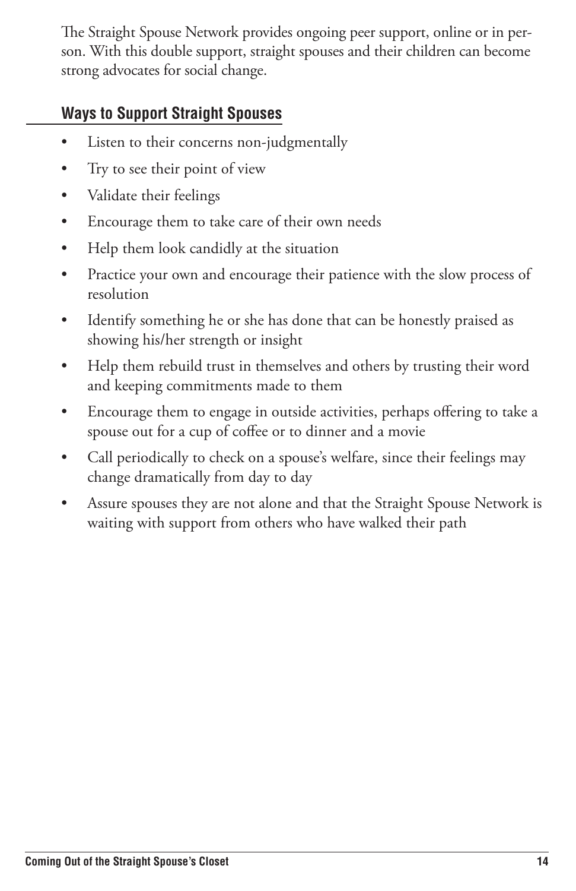The Straight Spouse Network provides ongoing peer support, online or in person. With this double support, straight spouses and their children can become strong advocates for social change.

## Ways to Support Straight Spouses

- Listen to their concerns non-judgmentally
- Try to see their point of view
- Validate their feelings
- Encourage them to take care of their own needs
- Help them look candidly at the situation
- Practice your own and encourage their patience with the slow process of resolution
- Identify something he or she has done that can be honestly praised as showing his/her strength or insight
- Help them rebuild trust in themselves and others by trusting their word and keeping commitments made to them
- Encourage them to engage in outside activities, perhaps offering to take a spouse out for a cup of coffee or to dinner and a movie
- Call periodically to check on a spouse's welfare, since their feelings may change dramatically from day to day
- Assure spouses they are not alone and that the Straight Spouse Network is waiting with support from others who have walked their path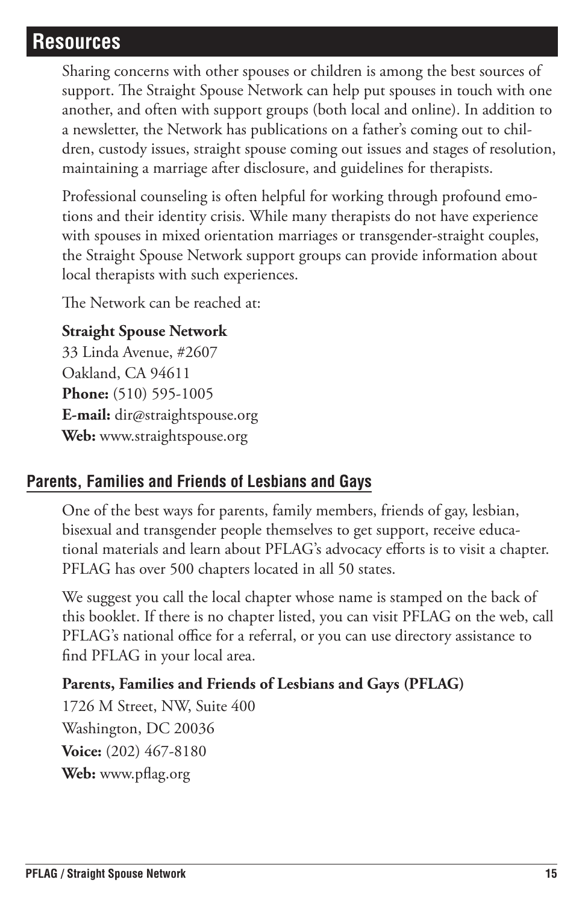# Resources

Sharing concerns with other spouses or children is among the best sources of support. The Straight Spouse Network can help put spouses in touch with one another, and often with support groups (both local and online). In addition to a newsletter, the Network has publications on a father's coming out to children, custody issues, straight spouse coming out issues and stages of resolution, maintaining a marriage after disclosure, and guidelines for therapists.

Professional counseling is often helpful for working through profound emotions and their identity crisis. While many therapists do not have experience with spouses in mixed orientation marriages or transgender-straight couples, the Straight Spouse Network support groups can provide information about local therapists with such experiences.

The Network can be reached at:

**Straight Spouse Network**
33 Linda Avenue, #2607
Oakland, CA 94611
**Phone:** (510) 595-1005
**E-mail:** dir@straightspouse.org
**Web:** www.straightspouse.org

## Parents, Families and Friends of Lesbians and Gays

One of the best ways for parents, family members, friends of gay, lesbian, bisexual and transgender people themselves to get support, receive educational materials and learn about PFLAG's advocacy efforts is to visit a chapter. PFLAG has over 500 chapters located in all 50 states.

We suggest you call the local chapter whose name is stamped on the back of this booklet. If there is no chapter listed, you can visit PFLAG on the web, call PFLAG's national office for a referral, or you can use directory assistance to find PFLAG in your local area.

**Parents, Families and Friends of Lesbians and Gays (PFLAG)**
1726 M Street, NW, Suite 400
Washington, DC 20036
**Voice:** (202) 467-8180
**Web:** www.pflag.org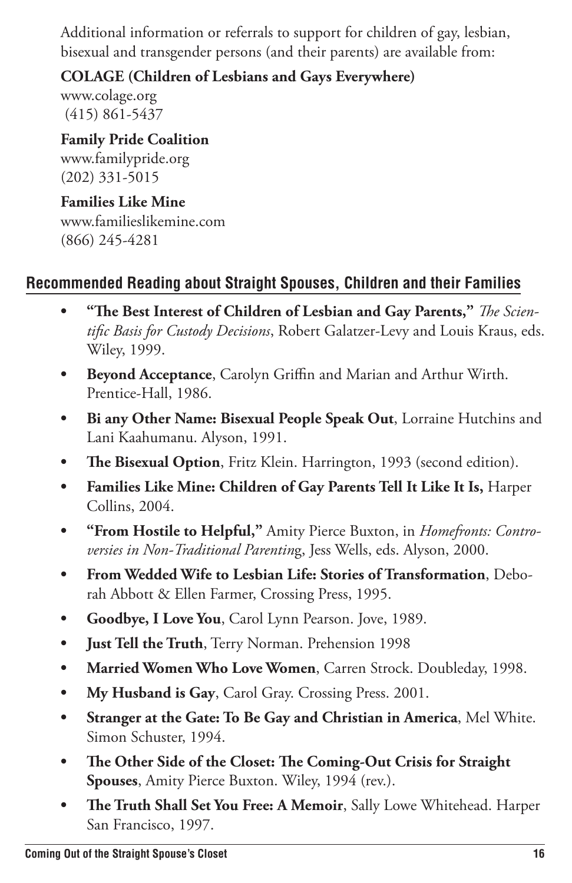Additional information or referrals to support for children of gay, lesbian, bisexual and transgender persons (and their parents) are available from:

**COLAGE (Children of Lesbians and Gays Everywhere)**
www.colage.org
(415) 861-5437

**Family Pride Coalition**
www.familypride.org
(202) 331-5015

**Families Like Mine**
www.familieslikemine.com
(866) 245-4281

## Recommended Reading about Straight Spouses, Children and their Families

- **"The Best Interest of Children of Lesbian and Gay Parents,"** *The Scientific Basis for Custody Decisions*, Robert Galatzer-Levy and Louis Kraus, eds. Wiley, 1999.
- **Beyond Acceptance**, Carolyn Griffin and Marian and Arthur Wirth. Prentice-Hall, 1986.
- **Bi any Other Name: Bisexual People Speak Out**, Lorraine Hutchins and Lani Kaahumanu. Alyson, 1991.
- **The Bisexual Option**, Fritz Klein. Harrington, 1993 (second edition).
- **Families Like Mine: Children of Gay Parents Tell It Like It Is,** Harper Collins, 2004.
- **"From Hostile to Helpful,"** Amity Pierce Buxton, in *Homefronts: Controversies in Non-Traditional Parenting*, Jess Wells, eds. Alyson, 2000.
- **From Wedded Wife to Lesbian Life: Stories of Transformation**, Deborah Abbott & Ellen Farmer, Crossing Press, 1995.
- **Goodbye, I Love You**, Carol Lynn Pearson. Jove, 1989.
- **Just Tell the Truth**, Terry Norman. Prehension 1998
- **Married Women Who Love Women**, Carren Strock. Doubleday, 1998.
- **My Husband is Gay**, Carol Gray. Crossing Press. 2001.
- **Stranger at the Gate: To Be Gay and Christian in America**, Mel White. Simon Schuster, 1994.
- **The Other Side of the Closet: The Coming-Out Crisis for Straight Spouses**, Amity Pierce Buxton. Wiley, 1994 (rev.).
- **The Truth Shall Set You Free: A Memoir**, Sally Lowe Whitehead. Harper San Francisco, 1997.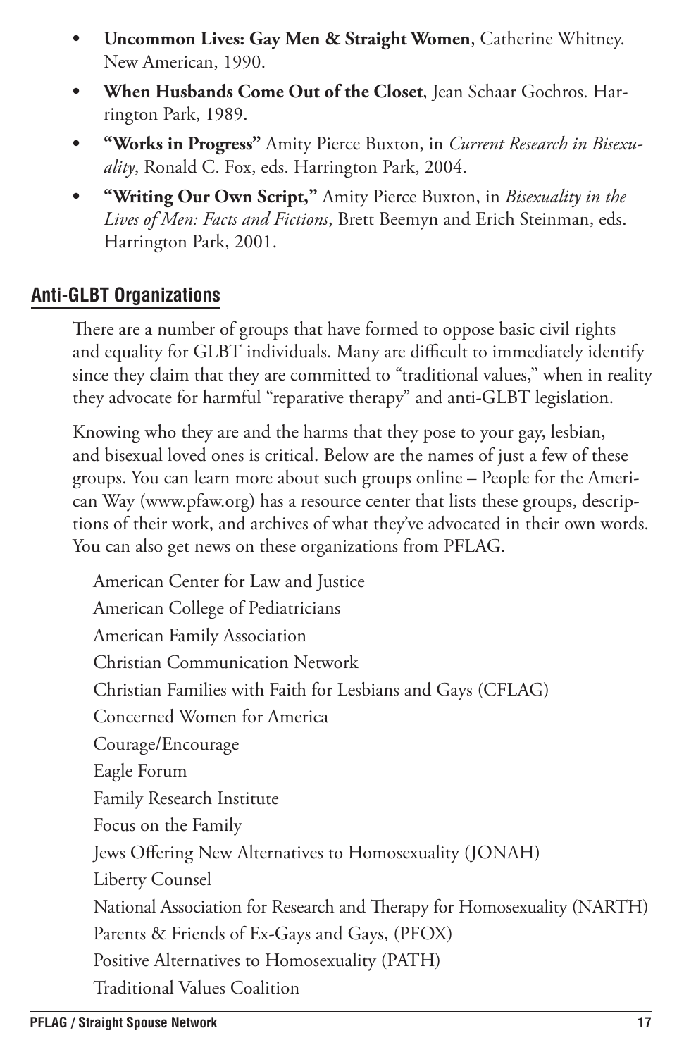- **Uncommon Lives: Gay Men & Straight Women**, Catherine Whitney. New American, 1990.
- **When Husbands Come Out of the Closet**, Jean Schaar Gochros. Harrington Park, 1989.
- **"Works in Progress"** Amity Pierce Buxton, in *Current Research in Bisexuality*, Ronald C. Fox, eds. Harrington Park, 2004.
- **"Writing Our Own Script,"** Amity Pierce Buxton, in *Bisexuality in the Lives of Men: Facts and Fictions*, Brett Beemyn and Erich Steinman, eds. Harrington Park, 2001.

## Anti-GLBT Organizations

There are a number of groups that have formed to oppose basic civil rights and equality for GLBT individuals. Many are difficult to immediately identify since they claim that they are committed to "traditional values," when in reality they advocate for harmful "reparative therapy" and anti-GLBT legislation.

Knowing who they are and the harms that they pose to your gay, lesbian, and bisexual loved ones is critical. Below are the names of just a few of these groups. You can learn more about such groups online – People for the American Way (www.pfaw.org) has a resource center that lists these groups, descriptions of their work, and archives of what they've advocated in their own words. You can also get news on these organizations from PFLAG.

American Center for Law and Justice  
American College of Pediatricians  
American Family Association  
Christian Communication Network  
Christian Families with Faith for Lesbians and Gays (CFLAG)  
Concerned Women for America  
Courage/Encourage  
Eagle Forum  
Family Research Institute  
Focus on the Family  
Jews Offering New Alternatives to Homosexuality (JONAH)  
Liberty Counsel  
National Association for Research and Therapy for Homosexuality (NARTH)  
Parents & Friends of Ex-Gays and Gays, (PFOX)  
Positive Alternatives to Homosexuality (PATH)  
Traditional Values Coalition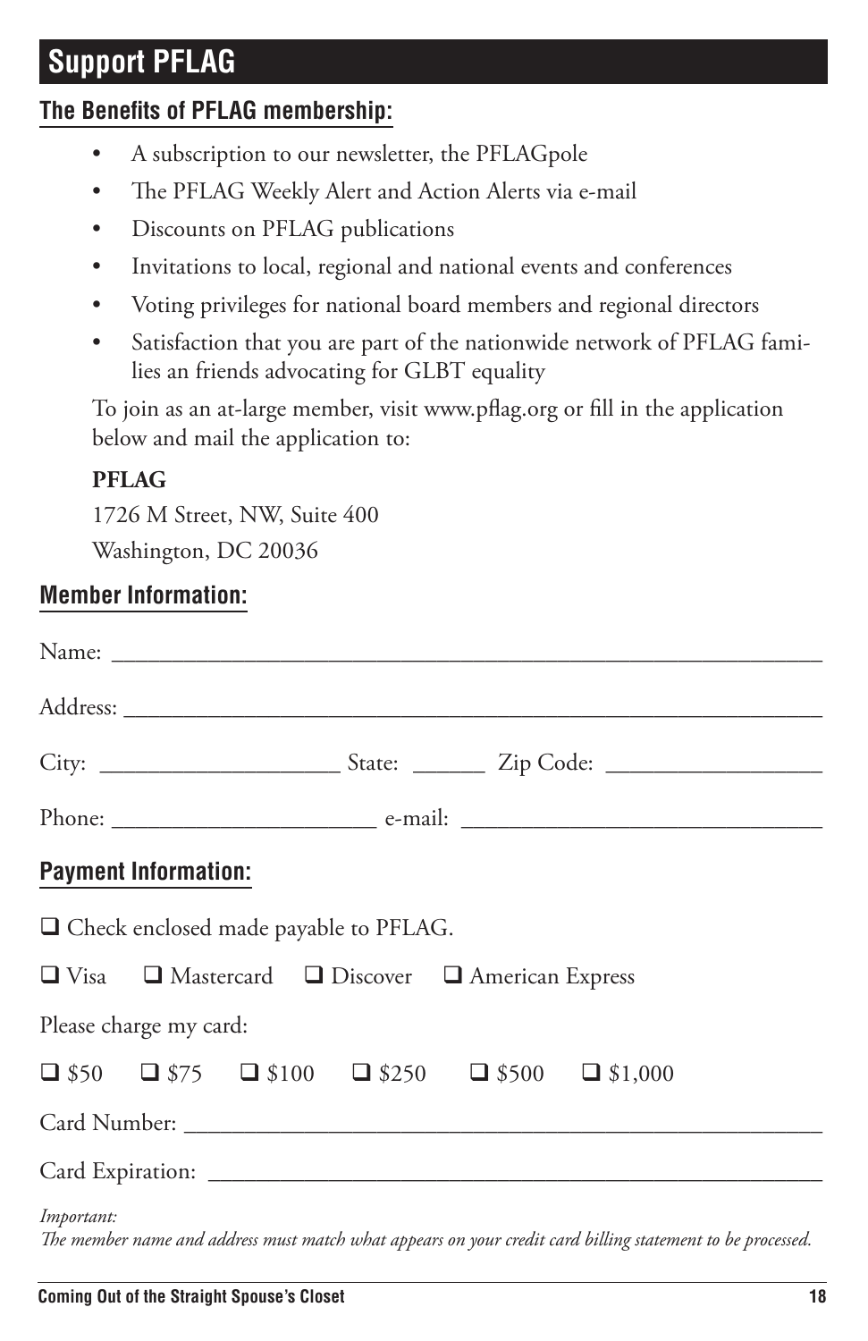# Support PFLAG

## The Benefits of PFLAG membership:

- A subscription to our newsletter, the PFLAGpole
- The PFLAG Weekly Alert and Action Alerts via e-mail
- Discounts on PFLAG publications
- Invitations to local, regional and national events and conferences
- Voting privileges for national board members and regional directors
- Satisfaction that you are part of the nationwide network of PFLAG families an friends advocating for GLBT equality

To join as an at-large member, visit www.pflag.org or fill in the application below and mail the application to:

**PFLAG**
1726 M Street, NW, Suite 400
Washington, DC 20036

## Member Information:

Name: ____________________________________________

Address: ____________________________________________

City: ____________________ State: ______ Zip Code: __________________

Phone: ______________________ e-mail: ______________________________

## Payment Information:

☐ Check enclosed made payable to PFLAG.

☐ Visa ☐ Mastercard ☐ Discover ☐ American Express

Please charge my card:

☐ $50 ☐ $75 ☐ $100 ☐ $250 ☐ $500 ☐ $1,000

Card Number: ____________________________________________

Card Expiration: ____________________________________________

*Important:*
*The member name and address must match what appears on your credit card billing statement to be processed.*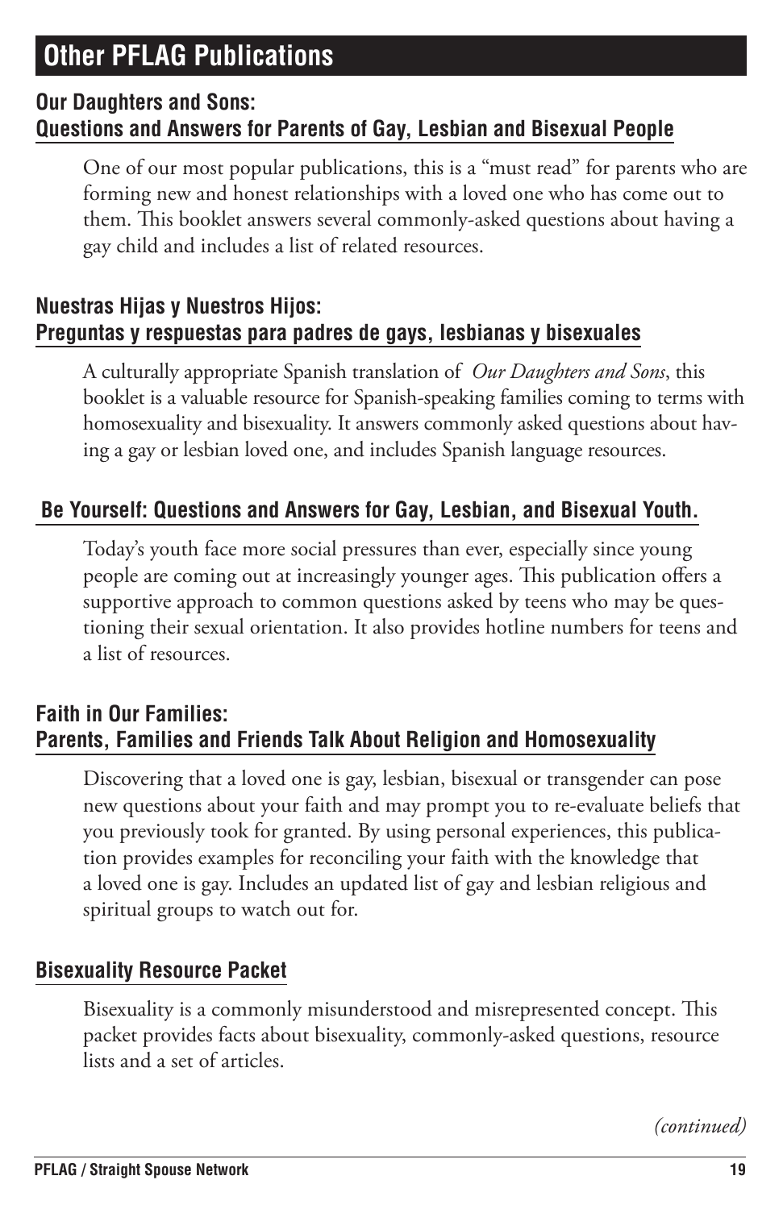## Other PFLAG Publications

### Our Daughters and Sons: Questions and Answers for Parents of Gay, Lesbian and Bisexual People

One of our most popular publications, this is a "must read" for parents who are forming new and honest relationships with a loved one who has come out to them. This booklet answers several commonly-asked questions about having a gay child and includes a list of related resources.

### Nuestras Hijas y Nuestros Hijos: Preguntas y respuestas para padres de gays, lesbianas y bisexuales

A culturally appropriate Spanish translation of *Our Daughters and Sons*, this booklet is a valuable resource for Spanish-speaking families coming to terms with homosexuality and bisexuality. It answers commonly asked questions about having a gay or lesbian loved one, and includes Spanish language resources.

### Be Yourself: Questions and Answers for Gay, Lesbian, and Bisexual Youth.

Today's youth face more social pressures than ever, especially since young people are coming out at increasingly younger ages. This publication offers a supportive approach to common questions asked by teens who may be questioning their sexual orientation. It also provides hotline numbers for teens and a list of resources.

### Faith in Our Families: Parents, Families and Friends Talk About Religion and Homosexuality

Discovering that a loved one is gay, lesbian, bisexual or transgender can pose new questions about your faith and may prompt you to re-evaluate beliefs that you previously took for granted. By using personal experiences, this publication provides examples for reconciling your faith with the knowledge that a loved one is gay. Includes an updated list of gay and lesbian religious and spiritual groups to watch out for.

### Bisexuality Resource Packet

Bisexuality is a commonly misunderstood and misrepresented concept. This packet provides facts about bisexuality, commonly-asked questions, resource lists and a set of articles.

*(continued)*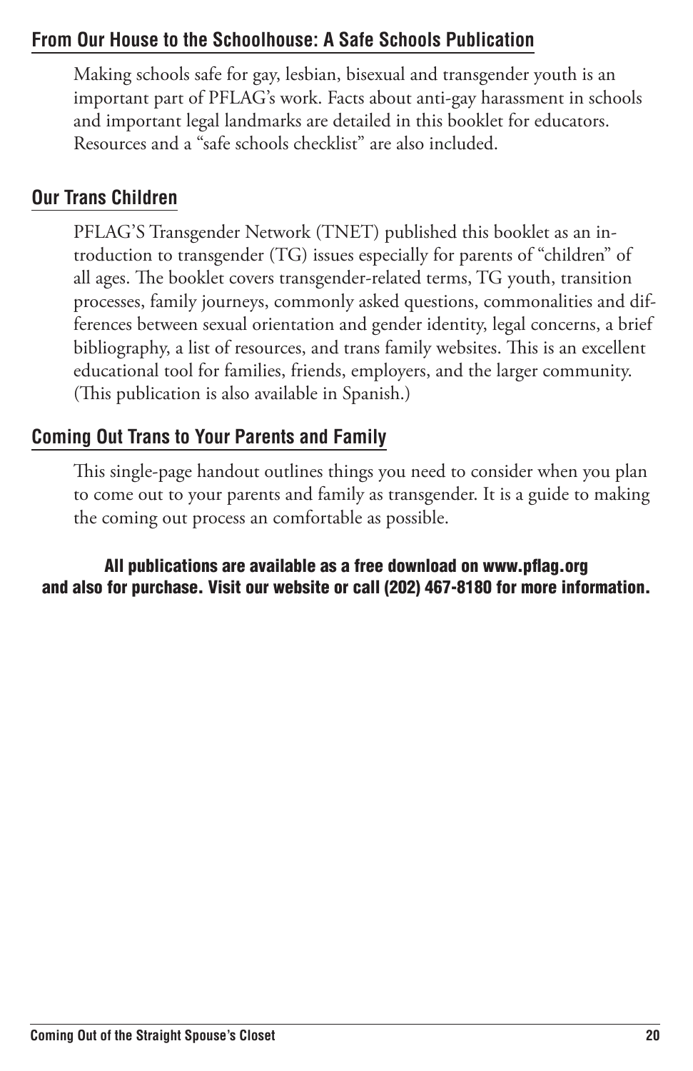## From Our House to the Schoolhouse: A Safe Schools Publication

Making schools safe for gay, lesbian, bisexual and transgender youth is an important part of PFLAG's work. Facts about anti-gay harassment in schools and important legal landmarks are detailed in this booklet for educators. Resources and a "safe schools checklist" are also included.

## Our Trans Children

PFLAG'S Transgender Network (TNET) published this booklet as an introduction to transgender (TG) issues especially for parents of "children" of all ages. The booklet covers transgender-related terms, TG youth, transition processes, family journeys, commonly asked questions, commonalities and differences between sexual orientation and gender identity, legal concerns, a brief bibliography, a list of resources, and trans family websites. This is an excellent educational tool for families, friends, employers, and the larger community. (This publication is also available in Spanish.)

## Coming Out Trans to Your Parents and Family

This single-page handout outlines things you need to consider when you plan to come out to your parents and family as transgender. It is a guide to making the coming out process an comfortable as possible.

**All publications are available as a free download on www.pflag.org and also for purchase. Visit our website or call (202) 467-8180 for more information.**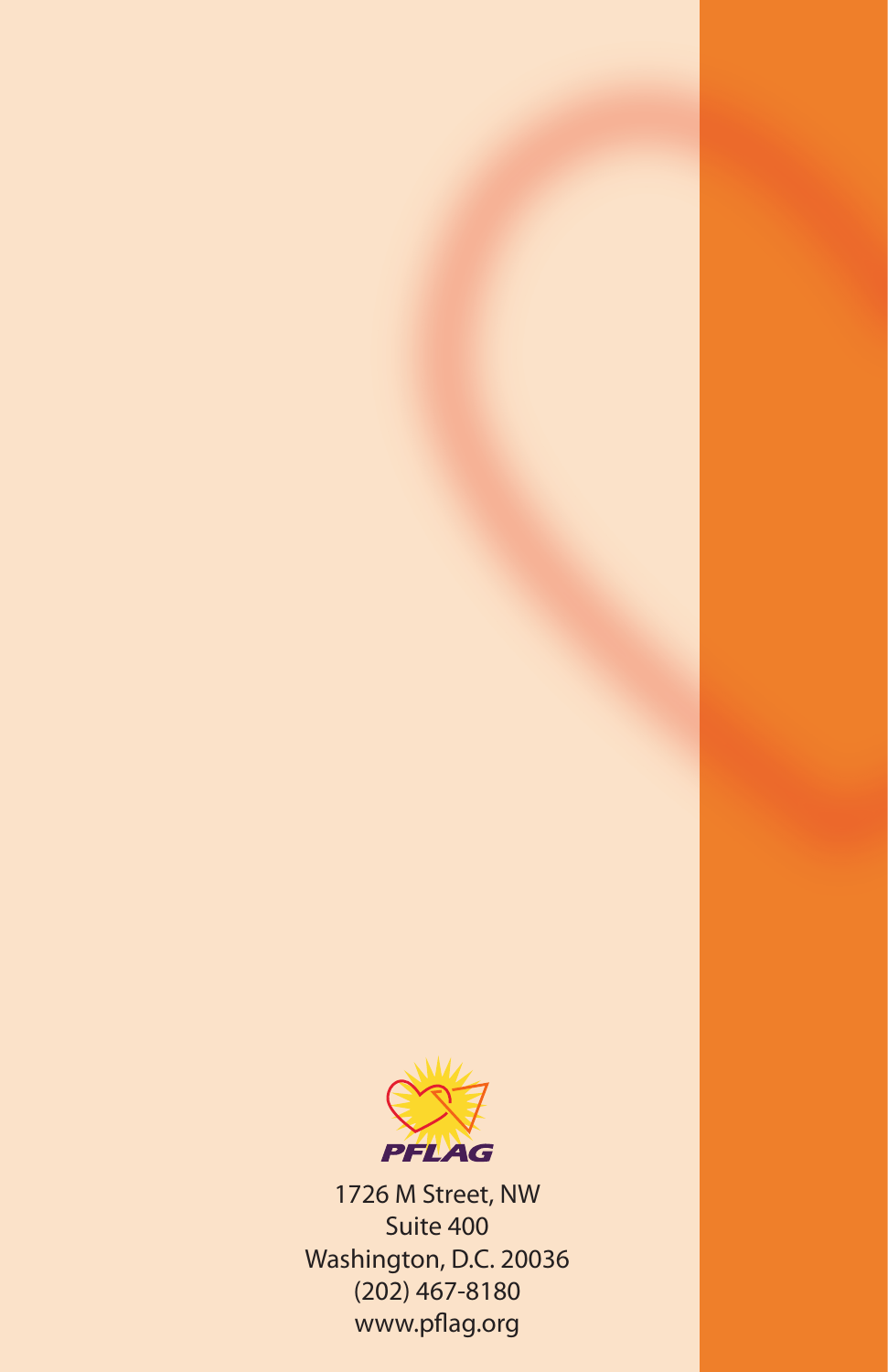PFLAG

1726 M Street, NW
Suite 400
Washington, D.C. 20036
(202) 467-8180
www.pflag.org